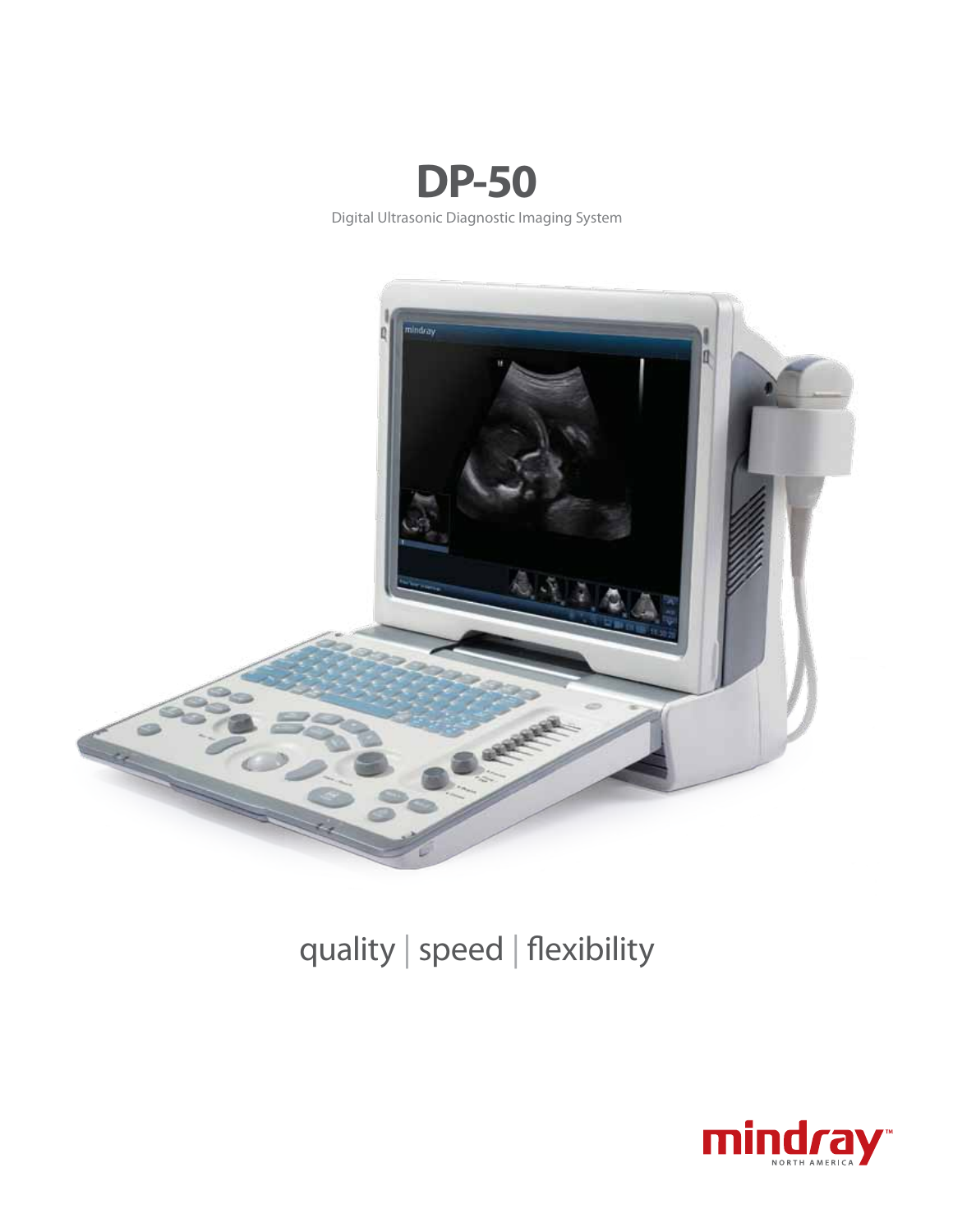# DP-50

Digital Ultrasonic Diagnostic Imaging System

quality | speed | flexibility

mindray™ NORTH AMERICA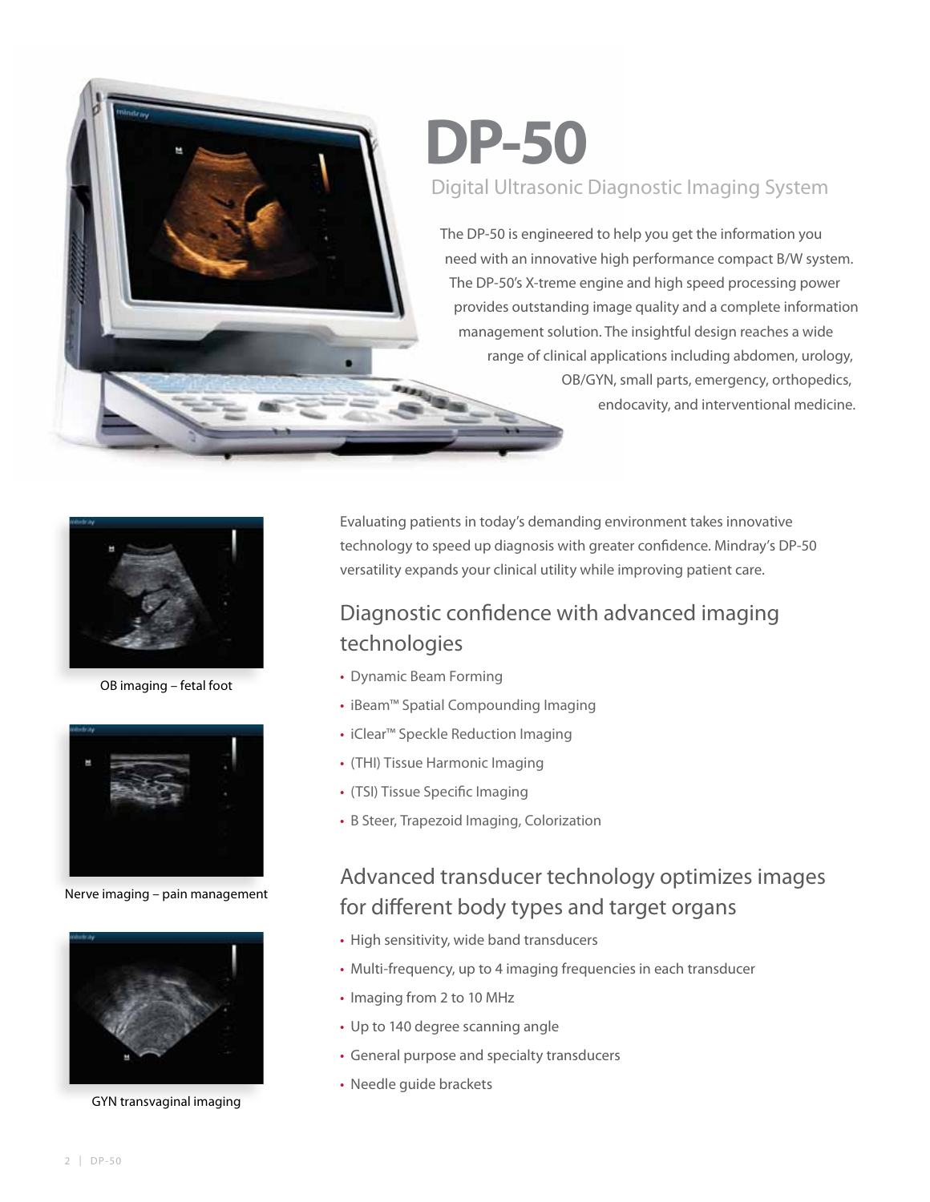# DP-50

## Digital Ultrasonic Diagnostic Imaging System

The DP-50 is engineered to help you get the information you need with an innovative high performance compact B/W system. The DP-50's X-treme engine and high speed processing power provides outstanding image quality and a complete information management solution. The insightful design reaches a wide range of clinical applications including abdomen, urology, OB/GYN, small parts, emergency, orthopedics, endocavity, and interventional medicine.

OB imaging – fetal foot

Nerve imaging – pain management

GYN transvaginal imaging

Evaluating patients in today's demanding environment takes innovative technology to speed up diagnosis with greater confidence. Mindray's DP-50 versatility expands your clinical utility while improving patient care.

## Diagnostic confidence with advanced imaging technologies

- Dynamic Beam Forming
- iBeam™ Spatial Compounding Imaging
- iClear™ Speckle Reduction Imaging
- (THI) Tissue Harmonic Imaging
- (TSI) Tissue Specific Imaging
- B Steer, Trapezoid Imaging, Colorization

## Advanced transducer technology optimizes images for different body types and target organs

- High sensitivity, wide band transducers
- Multi-frequency, up to 4 imaging frequencies in each transducer
- Imaging from 2 to 10 MHz
- Up to 140 degree scanning angle
- General purpose and specialty transducers
- Needle guide brackets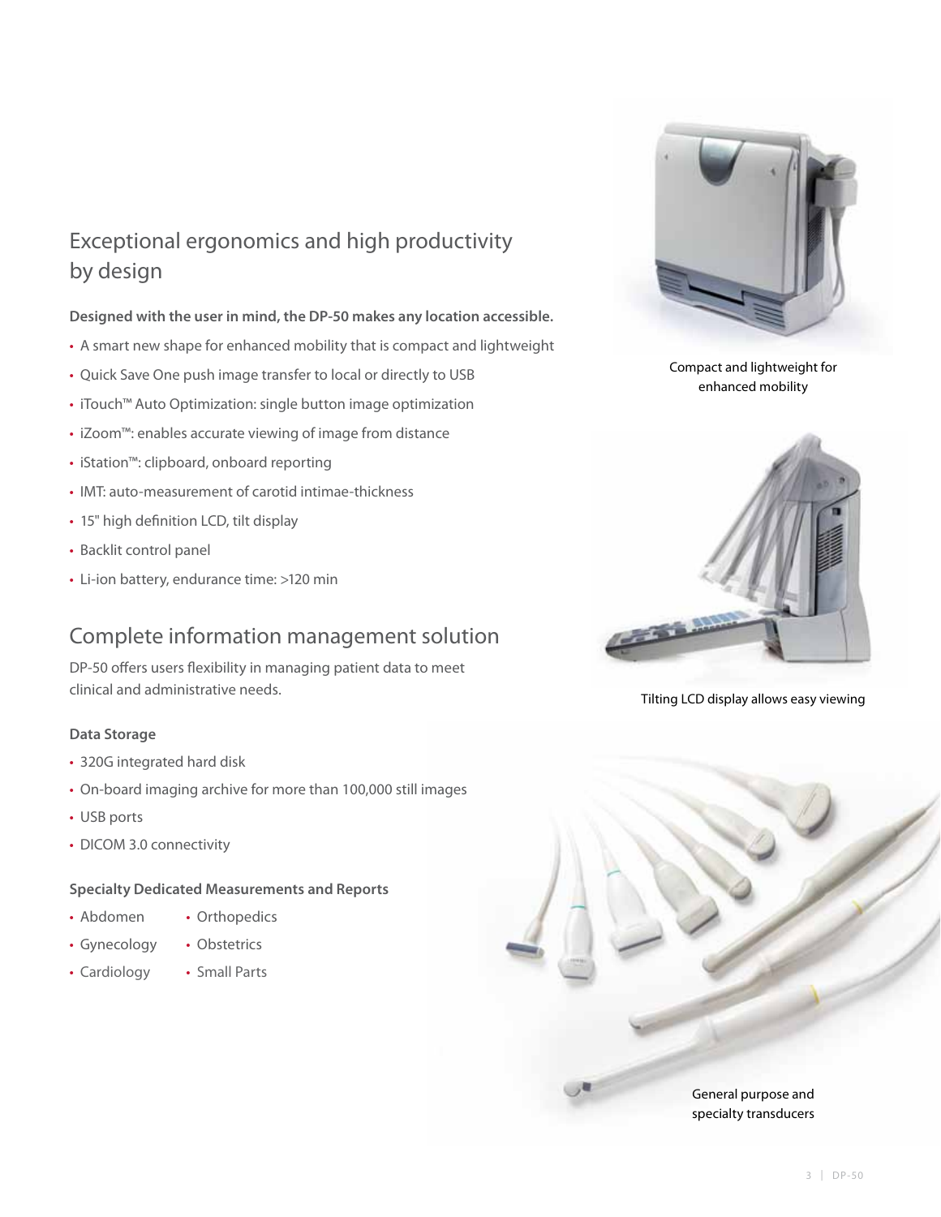## Exceptional ergonomics and high productivity by design

**Designed with the user in mind, the DP-50 makes any location accessible.**

- A smart new shape for enhanced mobility that is compact and lightweight
- Quick Save One push image transfer to local or directly to USB
- iTouch™ Auto Optimization: single button image optimization
- iZoom™: enables accurate viewing of image from distance
- iStation™: clipboard, onboard reporting
- IMT: auto-measurement of carotid intimae-thickness
- 15" high definition LCD, tilt display
- Backlit control panel
- Li-ion battery, endurance time: >120 min

Compact and lightweight for enhanced mobility

Tilting LCD display allows easy viewing

## Complete information management solution

DP-50 offers users flexibility in managing patient data to meet clinical and administrative needs.

**Data Storage**

- 320G integrated hard disk
- On-board imaging archive for more than 100,000 still images
- USB ports
- DICOM 3.0 connectivity

**Specialty Dedicated Measurements and Reports**

- Abdomen
- Gynecology
- Cardiology
- Orthopedics
- Obstetrics
- Small Parts

General purpose and specialty transducers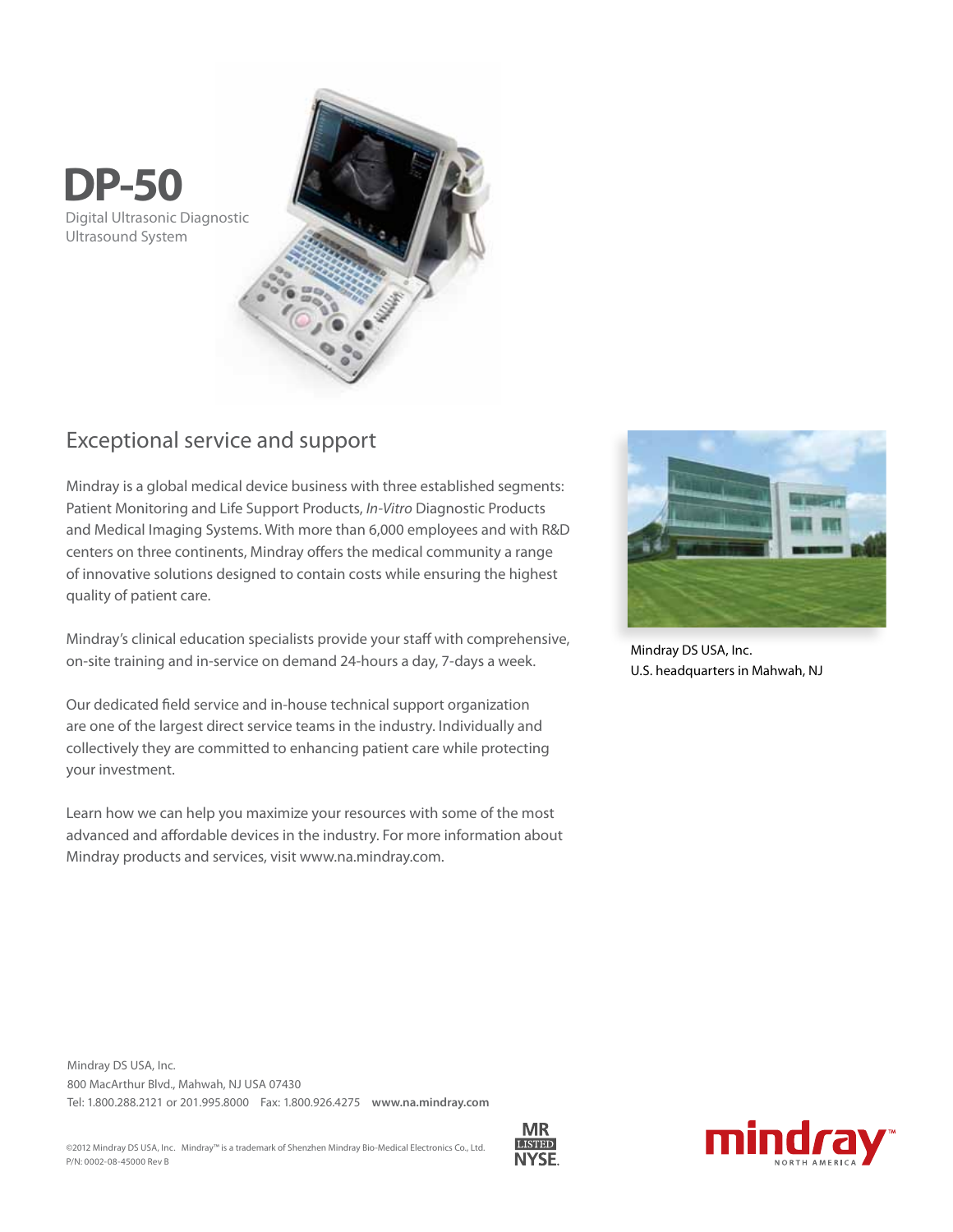# DP-50

Digital Ultrasonic Diagnostic Ultrasound System

## Exceptional service and support

Mindray is a global medical device business with three established segments: Patient Monitoring and Life Support Products, *In-Vitro* Diagnostic Products and Medical Imaging Systems. With more than 6,000 employees and with R&D centers on three continents, Mindray offers the medical community a range of innovative solutions designed to contain costs while ensuring the highest quality of patient care.

Mindray's clinical education specialists provide your staff with comprehensive, on-site training and in-service on demand 24-hours a day, 7-days a week.

Our dedicated field service and in-house technical support organization are one of the largest direct service teams in the industry. Individually and collectively they are committed to enhancing patient care while protecting your investment.

Learn how we can help you maximize your resources with some of the most advanced and affordable devices in the industry. For more information about Mindray products and services, visit www.na.mindray.com.

Mindray DS USA, Inc.
U.S. headquarters in Mahwah, NJ

Mindray DS USA, Inc.
800 MacArthur Blvd., Mahwah, NJ USA 07430
Tel: 1.800.288.2121 or 201.995.8000 Fax: 1.800.926.4275 **www.na.mindray.com**

©2012 Mindray DS USA, Inc. Mindray™ is a trademark of Shenzhen Mindray Bio-Medical Electronics Co., Ltd.
P/N: 0002-08-45000 Rev B

MR LISTED NYSE

mindray™ NORTH AMERICA